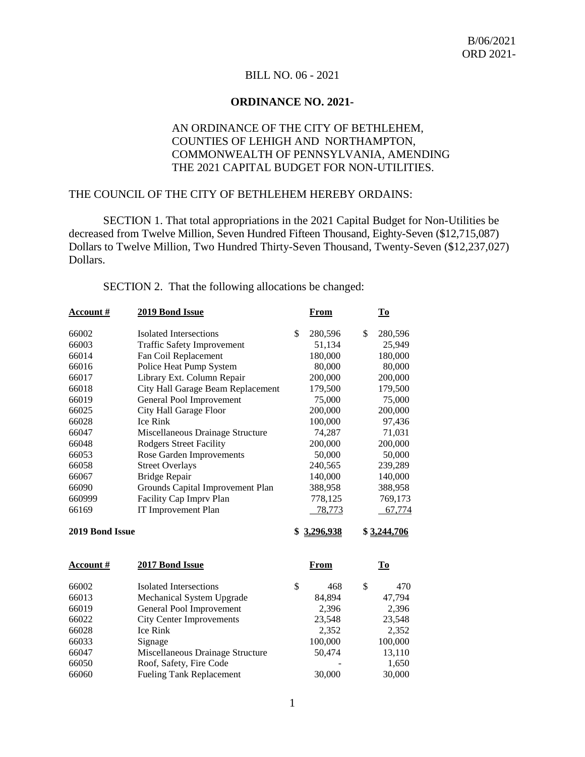B/06/2021
ORD 2021-

BILL NO. 06 - 2021

**ORDINANCE NO. 2021-**

AN ORDINANCE OF THE CITY OF BETHLEHEM, COUNTIES OF LEHIGH AND NORTHAMPTON, COMMONWEALTH OF PENNSYLVANIA, AMENDING THE 2021 CAPITAL BUDGET FOR NON-UTILITIES.

THE COUNCIL OF THE CITY OF BETHLEHEM HEREBY ORDAINS:

SECTION 1. That total appropriations in the 2021 Capital Budget for Non-Utilities be decreased from Twelve Million, Seven Hundred Fifteen Thousand, Eighty-Seven ($12,715,087) Dollars to Twelve Million, Two Hundred Thirty-Seven Thousand, Twenty-Seven ($12,237,027) Dollars.

SECTION 2. That the following allocations be changed:

| **Account #** | **2019 Bond Issue** | **From** | **To** |
|---|---|---|---|
| 66002 | Isolated Intersections | $ 280,596 | $ 280,596 |
| 66003 | Traffic Safety Improvement | 51,134 | 25,949 |
| 66014 | Fan Coil Replacement | 180,000 | 180,000 |
| 66016 | Police Heat Pump System | 80,000 | 80,000 |
| 66017 | Library Ext. Column Repair | 200,000 | 200,000 |
| 66018 | City Hall Garage Beam Replacement | 179,500 | 179,500 |
| 66019 | General Pool Improvement | 75,000 | 75,000 |
| 66025 | City Hall Garage Floor | 200,000 | 200,000 |
| 66028 | Ice Rink | 100,000 | 97,436 |
| 66047 | Miscellaneous Drainage Structure | 74,287 | 71,031 |
| 66048 | Rodgers Street Facility | 200,000 | 200,000 |
| 66053 | Rose Garden Improvements | 50,000 | 50,000 |
| 66058 | Street Overlays | 240,565 | 239,289 |
| 66067 | Bridge Repair | 140,000 | 140,000 |
| 66090 | Grounds Capital Improvement Plan | 388,958 | 388,958 |
| 660999 | Facility Cap Imprv Plan | 778,125 | 769,173 |
| 66169 | IT Improvement Plan | 78,773 | 67,774 |
| **2019 Bond Issue** | | **$ 3,296,938** | **$ 3,244,706** |

| **Account #** | **2017 Bond Issue** | **From** | **To** |
|---|---|---|---|
| 66002 | Isolated Intersections | $ 468 | $ 470 |
| 66013 | Mechanical System Upgrade | 84,894 | 47,794 |
| 66019 | General Pool Improvement | 2,396 | 2,396 |
| 66022 | City Center Improvements | 23,548 | 23,548 |
| 66028 | Ice Rink | 2,352 | 2,352 |
| 66033 | Signage | 100,000 | 100,000 |
| 66047 | Miscellaneous Drainage Structure | 50,474 | 13,110 |
| 66050 | Roof, Safety, Fire Code | - | 1,650 |
| 66060 | Fueling Tank Replacement | 30,000 | 30,000 |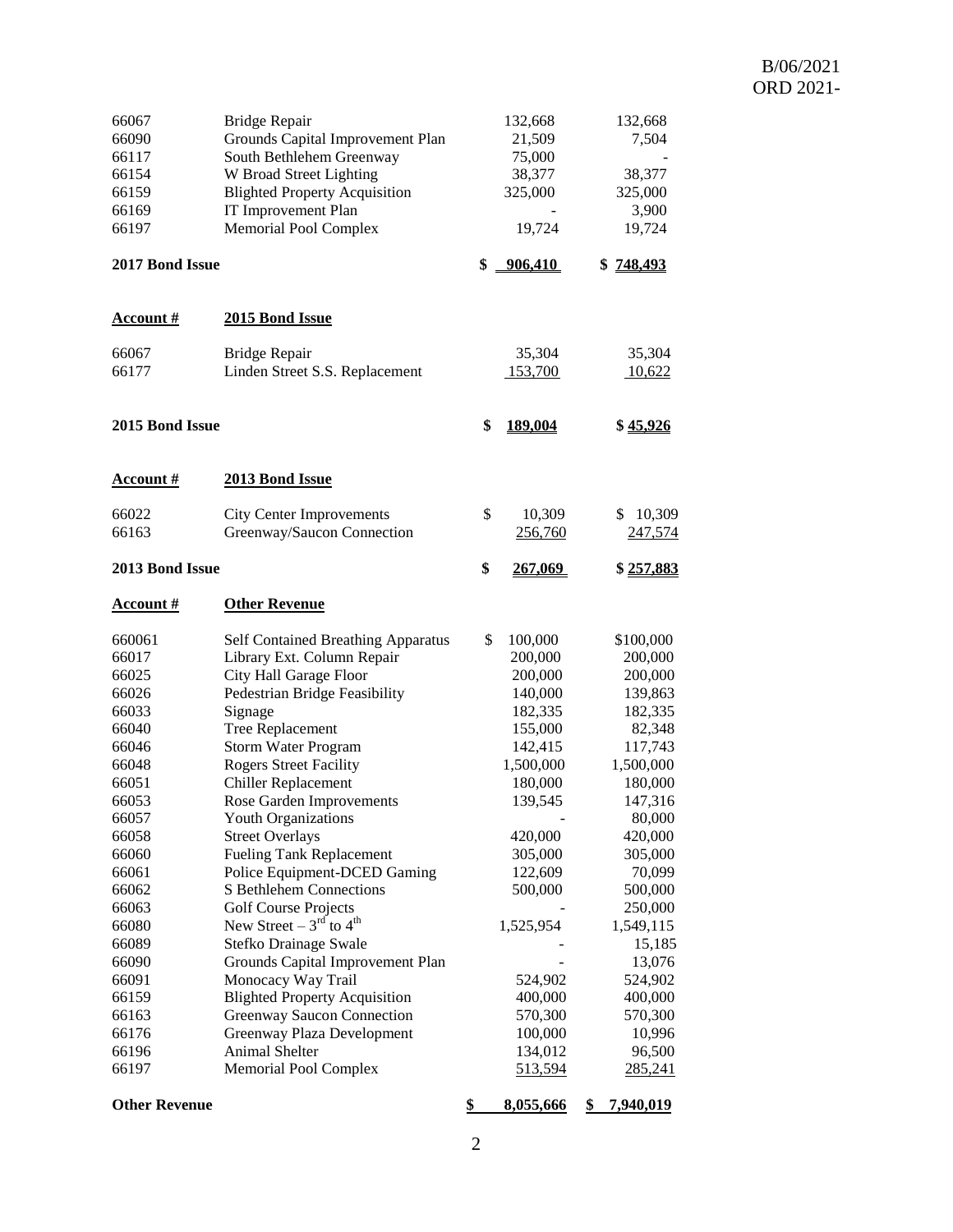B/06/2021
ORD 2021-

| | | | |
|---|---|---|---|
| 66067 | Bridge Repair | 132,668 | 132,668 |
| 66090 | Grounds Capital Improvement Plan | 21,509 | 7,504 |
| 66117 | South Bethlehem Greenway | 75,000 | - |
| 66154 | W Broad Street Lighting | 38,377 | 38,377 |
| 66159 | Blighted Property Acquisition | 325,000 | 325,000 |
| 66169 | IT Improvement Plan | - | 3,900 |
| 66197 | Memorial Pool Complex | 19,724 | 19,724 |
| **2017 Bond Issue** | | **$ 906,410** | **$ 748,493** |

| **Account #** | **2015 Bond Issue** | | |
|---|---|---|---|
| 66067 | Bridge Repair | 35,304 | 35,304 |
| 66177 | Linden Street S.S. Replacement | 153,700 | 10,622 |
| **2015 Bond Issue** | | **$ 189,004** | **$ 45,926** |

| **Account #** | **2013 Bond Issue** | | |
|---|---|---|---|
| 66022 | City Center Improvements | $ 10,309 | $ 10,309 |
| 66163 | Greenway/Saucon Connection | 256,760 | 247,574 |
| **2013 Bond Issue** | | **$ 267,069** | **$ 257,883** |

| **Account #** | **Other Revenue** | | |
|---|---|---|---|
| 660061 | Self Contained Breathing Apparatus | $ 100,000 | $100,000 |
| 66017 | Library Ext. Column Repair | 200,000 | 200,000 |
| 66025 | City Hall Garage Floor | 200,000 | 200,000 |
| 66026 | Pedestrian Bridge Feasibility | 140,000 | 139,863 |
| 66033 | Signage | 182,335 | 182,335 |
| 66040 | Tree Replacement | 155,000 | 82,348 |
| 66046 | Storm Water Program | 142,415 | 117,743 |
| 66048 | Rogers Street Facility | 1,500,000 | 1,500,000 |
| 66051 | Chiller Replacement | 180,000 | 180,000 |
| 66053 | Rose Garden Improvements | 139,545 | 147,316 |
| 66057 | Youth Organizations | - | 80,000 |
| 66058 | Street Overlays | 420,000 | 420,000 |
| 66060 | Fueling Tank Replacement | 305,000 | 305,000 |
| 66061 | Police Equipment-DCED Gaming | 122,609 | 70,099 |
| 66062 | S Bethlehem Connections | 500,000 | 500,000 |
| 66063 | Golf Course Projects | - | 250,000 |
| 66080 | New Street – 3rd to 4th | 1,525,954 | 1,549,115 |
| 66089 | Stefko Drainage Swale | - | 15,185 |
| 66090 | Grounds Capital Improvement Plan | - | 13,076 |
| 66091 | Monocacy Way Trail | 524,902 | 524,902 |
| 66159 | Blighted Property Acquisition | 400,000 | 400,000 |
| 66163 | Greenway Saucon Connection | 570,300 | 570,300 |
| 66176 | Greenway Plaza Development | 100,000 | 10,996 |
| 66196 | Animal Shelter | 134,012 | 96,500 |
| 66197 | Memorial Pool Complex | 513,594 | 285,241 |
| **Other Revenue** | | **$ 8,055,666** | **$ 7,940,019** |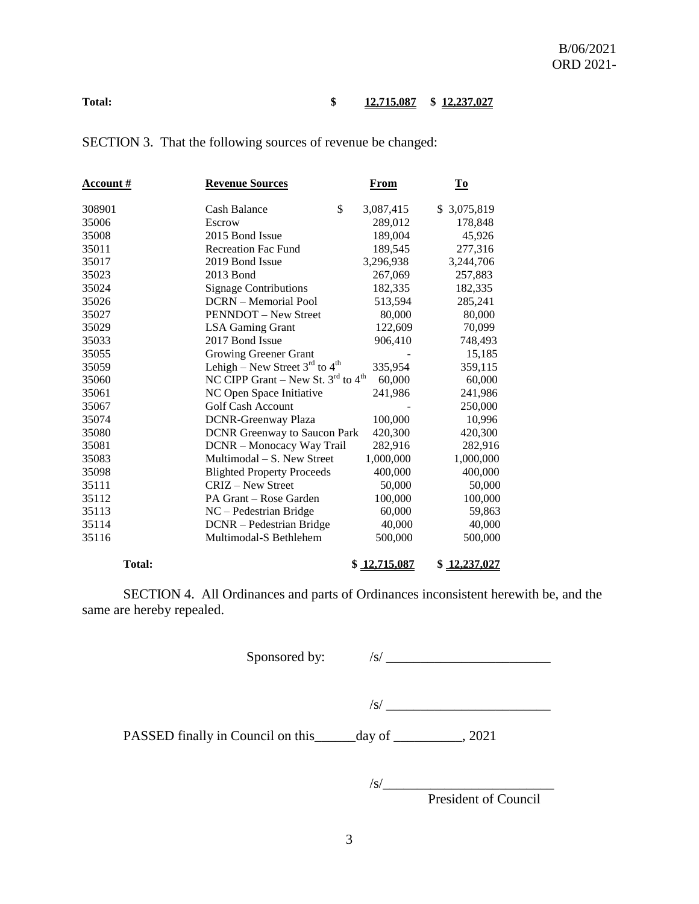B/06/2021
ORD 2021-

| **Total:** | | **$ 12,715,087** | **$ 12,237,027** |
|---|---|---|---|

SECTION 3. That the following sources of revenue be changed:

| **Account #** | **Revenue Sources** | **From** | **To** |
|---|---|---|---|
| 308901 | Cash Balance | $ 3,087,415 | $ 3,075,819 |
| 35006 | Escrow | 289,012 | 178,848 |
| 35008 | 2015 Bond Issue | 189,004 | 45,926 |
| 35011 | Recreation Fac Fund | 189,545 | 277,316 |
| 35017 | 2019 Bond Issue | 3,296,938 | 3,244,706 |
| 35023 | 2013 Bond | 267,069 | 257,883 |
| 35024 | Signage Contributions | 182,335 | 182,335 |
| 35026 | DCRN – Memorial Pool | 513,594 | 285,241 |
| 35027 | PENNDOT – New Street | 80,000 | 80,000 |
| 35029 | LSA Gaming Grant | 122,609 | 70,099 |
| 35033 | 2017 Bond Issue | 906,410 | 748,493 |
| 35055 | Growing Greener Grant | - | 15,185 |
| 35059 | Lehigh – New Street 3rd to 4th | 335,954 | 359,115 |
| 35060 | NC CIPP Grant – New St. 3rd to 4th | 60,000 | 60,000 |
| 35061 | NC Open Space Initiative | 241,986 | 241,986 |
| 35067 | Golf Cash Account | - | 250,000 |
| 35074 | DCNR-Greenway Plaza | 100,000 | 10,996 |
| 35080 | DCNR Greenway to Saucon Park | 420,300 | 420,300 |
| 35081 | DCNR – Monocacy Way Trail | 282,916 | 282,916 |
| 35083 | Multimodal – S. New Street | 1,000,000 | 1,000,000 |
| 35098 | Blighted Property Proceeds | 400,000 | 400,000 |
| 35111 | CRIZ – New Street | 50,000 | 50,000 |
| 35112 | PA Grant – Rose Garden | 100,000 | 100,000 |
| 35113 | NC – Pedestrian Bridge | 60,000 | 59,863 |
| 35114 | DCNR – Pedestrian Bridge | 40,000 | 40,000 |
| 35116 | Multimodal-S Bethlehem | 500,000 | 500,000 |
| **Total:** | | **$ 12,715,087** | **$ 12,237,027** |

SECTION 4. All Ordinances and parts of Ordinances inconsistent herewith be, and the same are hereby repealed.

Sponsored by: /s/ ________________________

/s/ ________________________

PASSED finally in Council on this______day of __________, 2021

/s/________________________
President of Council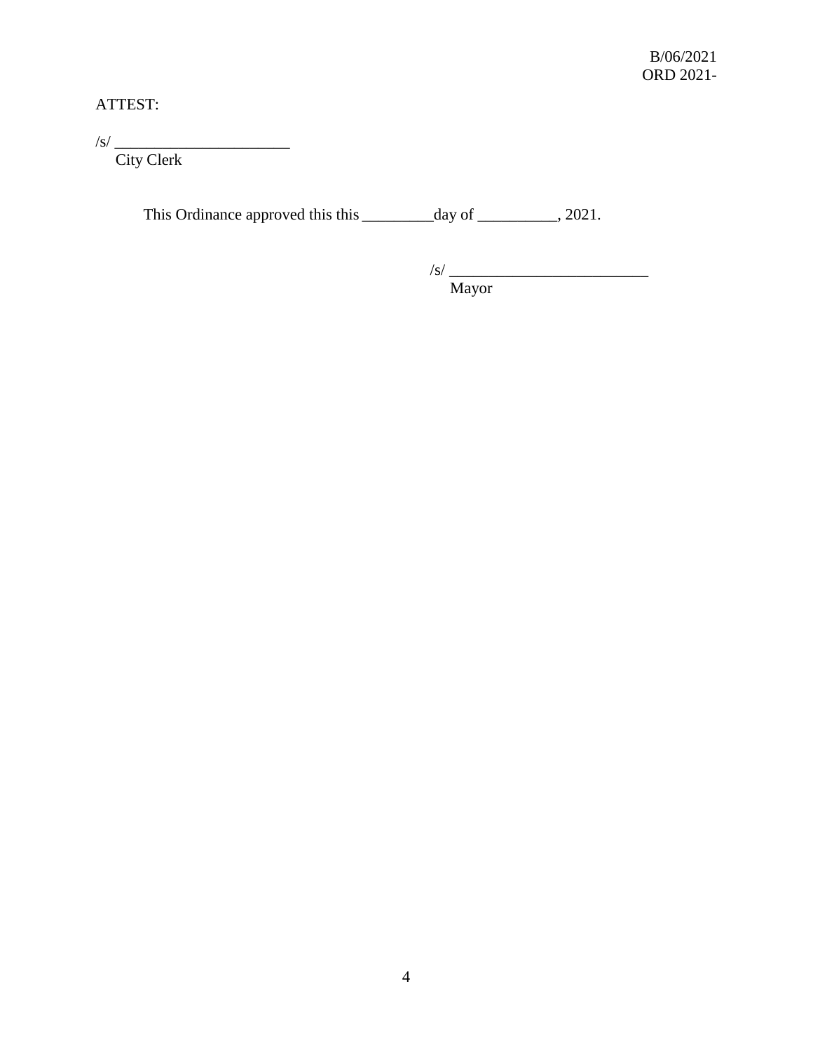B/06/2021
ORD 2021-

ATTEST:

/s/ ______________________
City Clerk

This Ordinance approved this this _________day of __________, 2021.

/s/ _________________________
Mayor